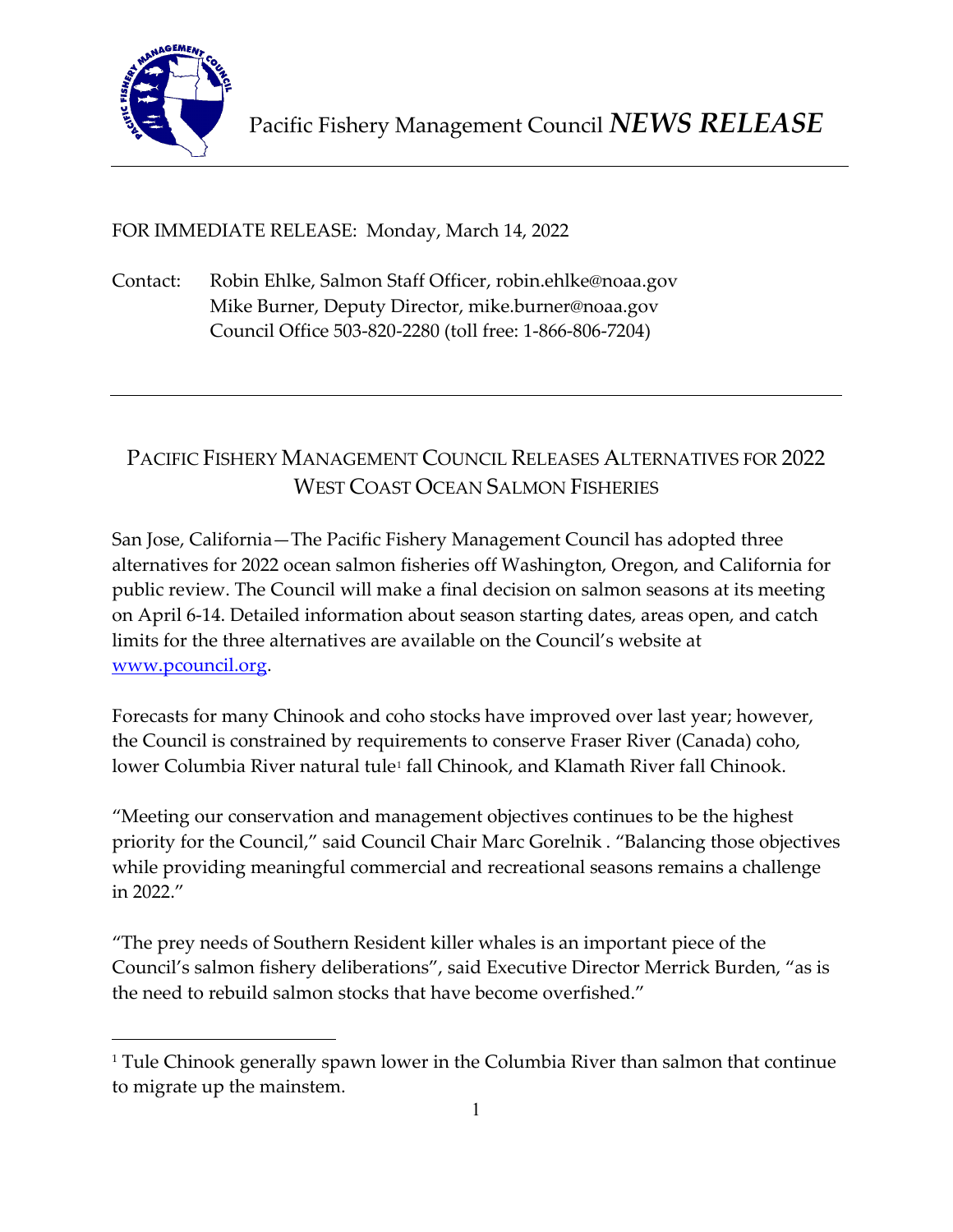Pacific Fishery Management Council *NEWS RELEASE*

FOR IMMEDIATE RELEASE: Monday, March 14, 2022

Contact: Robin Ehlke, Salmon Staff Officer, robin.ehlke@noaa.gov
Mike Burner, Deputy Director, mike.burner@noaa.gov
Council Office 503-820-2280 (toll free: 1-866-806-7204)

---

# PACIFIC FISHERY MANAGEMENT COUNCIL RELEASES ALTERNATIVES FOR 2022 WEST COAST OCEAN SALMON FISHERIES

San Jose, California—The Pacific Fishery Management Council has adopted three alternatives for 2022 ocean salmon fisheries off Washington, Oregon, and California for public review. The Council will make a final decision on salmon seasons at its meeting on April 6-14. Detailed information about season starting dates, areas open, and catch limits for the three alternatives are available on the Council's website at [www.pcouncil.org](www.pcouncil.org).

Forecasts for many Chinook and coho stocks have improved over last year; however, the Council is constrained by requirements to conserve Fraser River (Canada) coho, lower Columbia River natural tule[1] fall Chinook, and Klamath River fall Chinook.

"Meeting our conservation and management objectives continues to be the highest priority for the Council," said Council Chair Marc Gorelnik . "Balancing those objectives while providing meaningful commercial and recreational seasons remains a challenge in 2022."

"The prey needs of Southern Resident killer whales is an important piece of the Council's salmon fishery deliberations", said Executive Director Merrick Burden, "as is the need to rebuild salmon stocks that have become overfished."

---

[1] Tule Chinook generally spawn lower in the Columbia River than salmon that continue to migrate up the mainstem.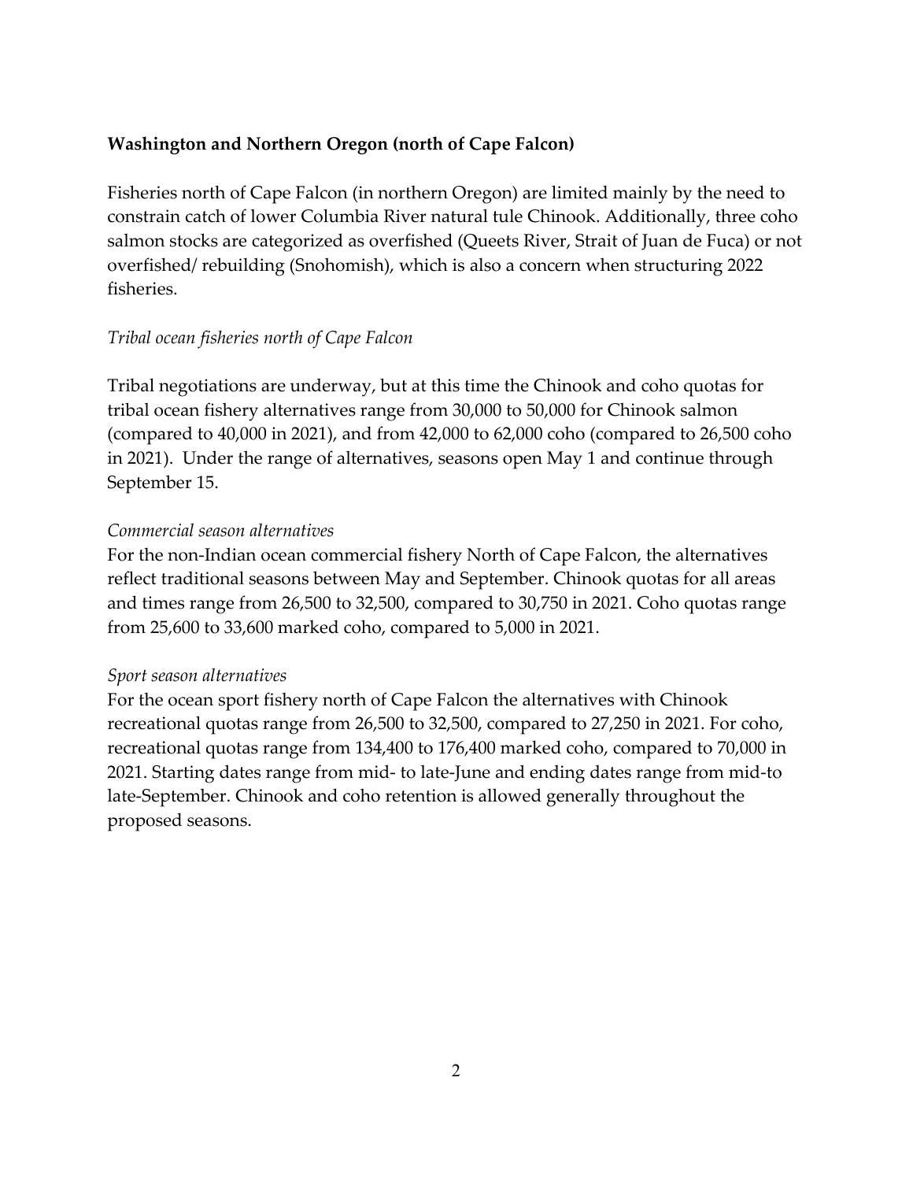**Washington and Northern Oregon (north of Cape Falcon)**

Fisheries north of Cape Falcon (in northern Oregon) are limited mainly by the need to constrain catch of lower Columbia River natural tule Chinook. Additionally, three coho salmon stocks are categorized as overfished (Queets River, Strait of Juan de Fuca) or not overfished/ rebuilding (Snohomish), which is also a concern when structuring 2022 fisheries.

*Tribal ocean fisheries north of Cape Falcon*

Tribal negotiations are underway, but at this time the Chinook and coho quotas for tribal ocean fishery alternatives range from 30,000 to 50,000 for Chinook salmon (compared to 40,000 in 2021), and from 42,000 to 62,000 coho (compared to 26,500 coho in 2021). Under the range of alternatives, seasons open May 1 and continue through September 15.

*Commercial season alternatives*

For the non-Indian ocean commercial fishery North of Cape Falcon, the alternatives reflect traditional seasons between May and September. Chinook quotas for all areas and times range from 26,500 to 32,500, compared to 30,750 in 2021. Coho quotas range from 25,600 to 33,600 marked coho, compared to 5,000 in 2021.

*Sport season alternatives*

For the ocean sport fishery north of Cape Falcon the alternatives with Chinook recreational quotas range from 26,500 to 32,500, compared to 27,250 in 2021. For coho, recreational quotas range from 134,400 to 176,400 marked coho, compared to 70,000 in 2021. Starting dates range from mid- to late-June and ending dates range from mid-to late-September. Chinook and coho retention is allowed generally throughout the proposed seasons.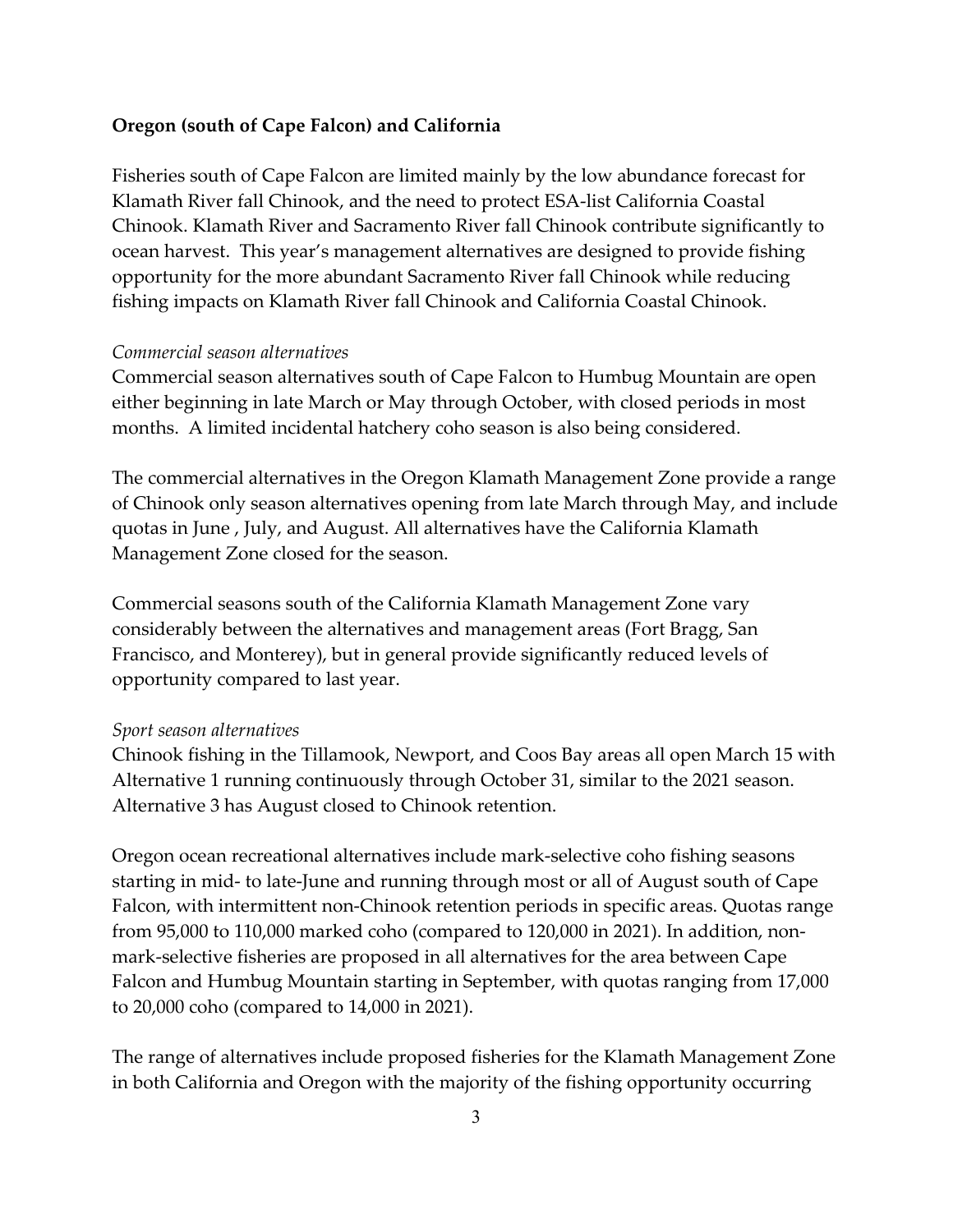**Oregon (south of Cape Falcon) and California**

Fisheries south of Cape Falcon are limited mainly by the low abundance forecast for Klamath River fall Chinook, and the need to protect ESA-list California Coastal Chinook. Klamath River and Sacramento River fall Chinook contribute significantly to ocean harvest. This year's management alternatives are designed to provide fishing opportunity for the more abundant Sacramento River fall Chinook while reducing fishing impacts on Klamath River fall Chinook and California Coastal Chinook.

*Commercial season alternatives*

Commercial season alternatives south of Cape Falcon to Humbug Mountain are open either beginning in late March or May through October, with closed periods in most months. A limited incidental hatchery coho season is also being considered.

The commercial alternatives in the Oregon Klamath Management Zone provide a range of Chinook only season alternatives opening from late March through May, and include quotas in June , July, and August. All alternatives have the California Klamath Management Zone closed for the season.

Commercial seasons south of the California Klamath Management Zone vary considerably between the alternatives and management areas (Fort Bragg, San Francisco, and Monterey), but in general provide significantly reduced levels of opportunity compared to last year.

*Sport season alternatives*

Chinook fishing in the Tillamook, Newport, and Coos Bay areas all open March 15 with Alternative 1 running continuously through October 31, similar to the 2021 season. Alternative 3 has August closed to Chinook retention.

Oregon ocean recreational alternatives include mark-selective coho fishing seasons starting in mid- to late-June and running through most or all of August south of Cape Falcon, with intermittent non-Chinook retention periods in specific areas. Quotas range from 95,000 to 110,000 marked coho (compared to 120,000 in 2021). In addition, non-mark-selective fisheries are proposed in all alternatives for the area between Cape Falcon and Humbug Mountain starting in September, with quotas ranging from 17,000 to 20,000 coho (compared to 14,000 in 2021).

The range of alternatives include proposed fisheries for the Klamath Management Zone in both California and Oregon with the majority of the fishing opportunity occurring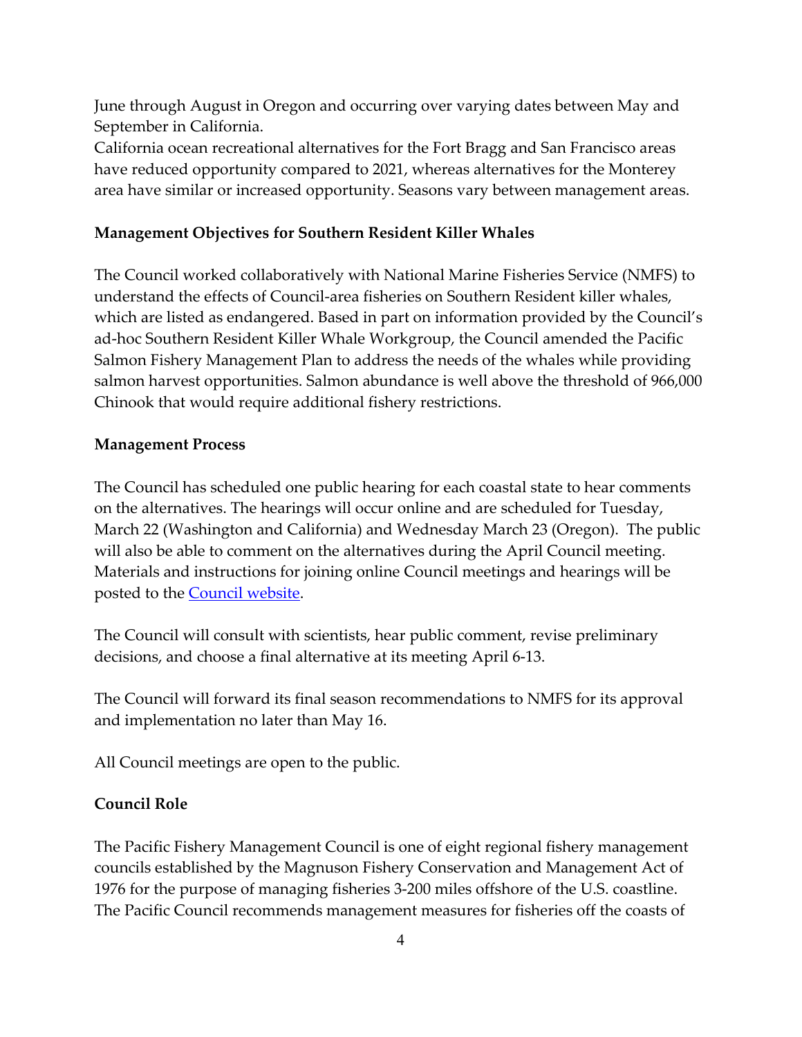June through August in Oregon and occurring over varying dates between May and September in California.

California ocean recreational alternatives for the Fort Bragg and San Francisco areas have reduced opportunity compared to 2021, whereas alternatives for the Monterey area have similar or increased opportunity. Seasons vary between management areas.

**Management Objectives for Southern Resident Killer Whales**

The Council worked collaboratively with National Marine Fisheries Service (NMFS) to understand the effects of Council-area fisheries on Southern Resident killer whales, which are listed as endangered. Based in part on information provided by the Council's ad-hoc Southern Resident Killer Whale Workgroup, the Council amended the Pacific Salmon Fishery Management Plan to address the needs of the whales while providing salmon harvest opportunities. Salmon abundance is well above the threshold of 966,000 Chinook that would require additional fishery restrictions.

**Management Process**

The Council has scheduled one public hearing for each coastal state to hear comments on the alternatives. The hearings will occur online and are scheduled for Tuesday, March 22 (Washington and California) and Wednesday March 23 (Oregon). The public will also be able to comment on the alternatives during the April Council meeting. Materials and instructions for joining online Council meetings and hearings will be posted to the [Council website](#).

The Council will consult with scientists, hear public comment, revise preliminary decisions, and choose a final alternative at its meeting April 6-13.

The Council will forward its final season recommendations to NMFS for its approval and implementation no later than May 16.

All Council meetings are open to the public.

**Council Role**

The Pacific Fishery Management Council is one of eight regional fishery management councils established by the Magnuson Fishery Conservation and Management Act of 1976 for the purpose of managing fisheries 3-200 miles offshore of the U.S. coastline. The Pacific Council recommends management measures for fisheries off the coasts of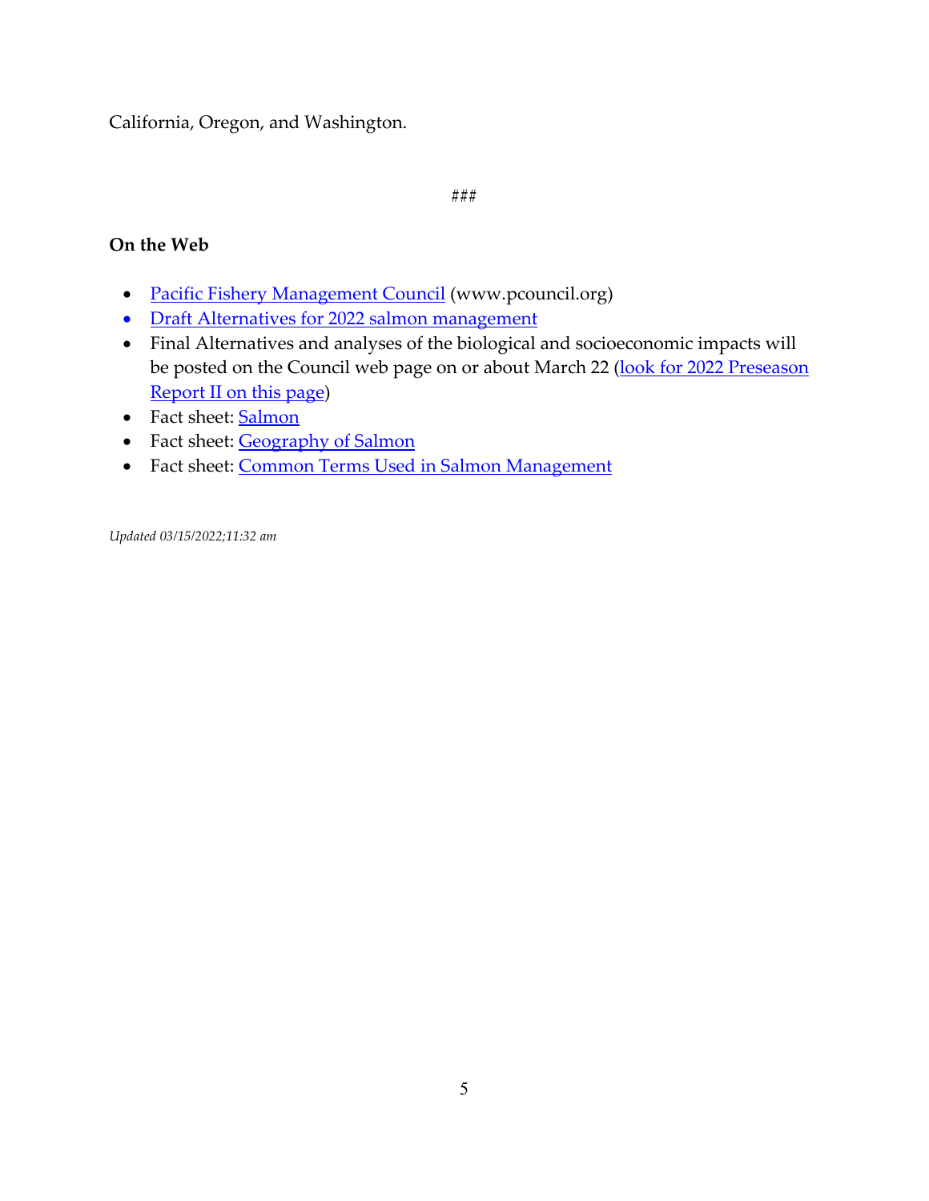California, Oregon, and Washington.

###

**On the Web**

- Pacific Fishery Management Council (www.pcouncil.org)
- Draft Alternatives for 2022 salmon management
- Final Alternatives and analyses of the biological and socioeconomic impacts will be posted on the Council web page on or about March 22 (look for 2022 Preseason Report II on this page)
- Fact sheet: Salmon
- Fact sheet: Geography of Salmon
- Fact sheet: Common Terms Used in Salmon Management

*Updated 03/15/2022;11:32 am*